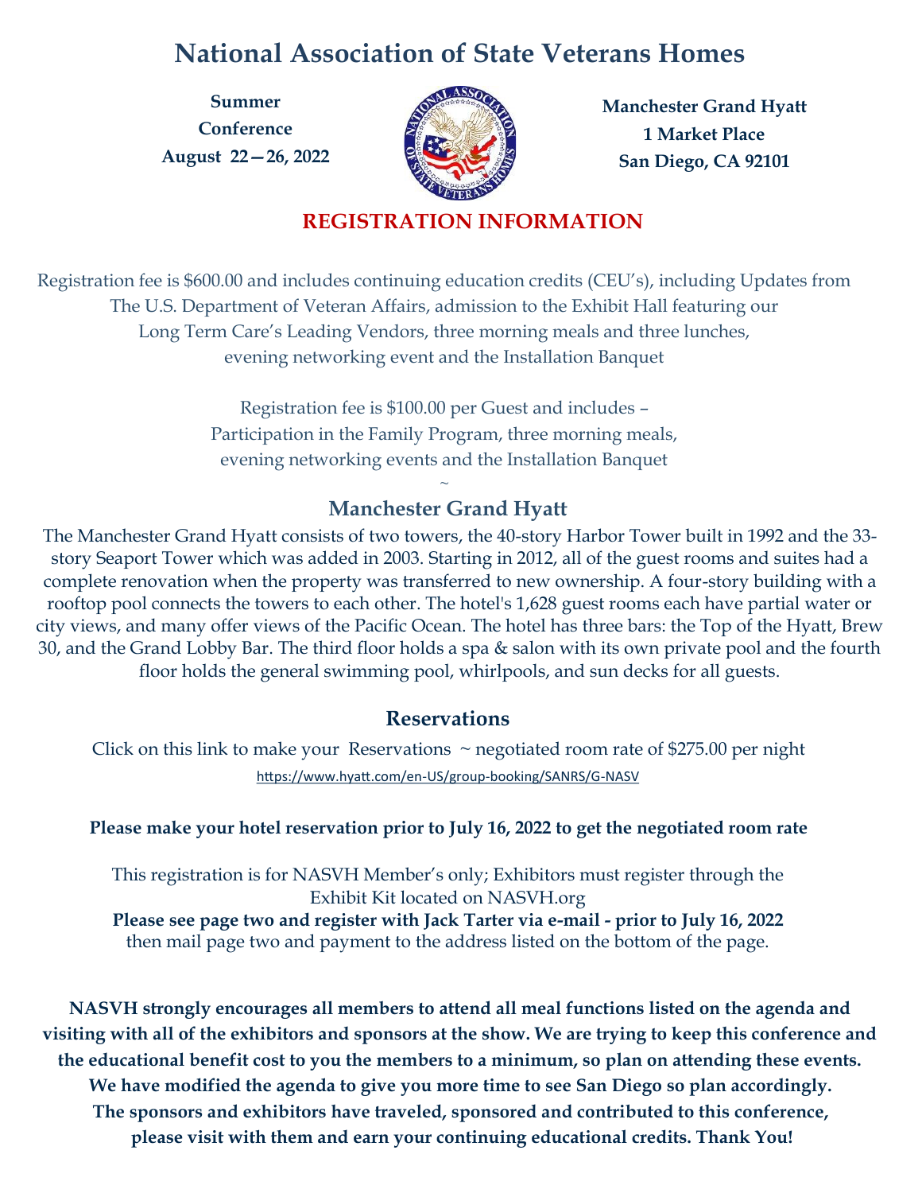# National Association of State Veterans Homes

**Summer Conference**
**August 22—26, 2022**

**Manchester Grand Hyatt**
**1 Market Place**
**San Diego, CA 92101**

## REGISTRATION INFORMATION

Registration fee is $600.00 and includes continuing education credits (CEU's), including Updates from The U.S. Department of Veteran Affairs, admission to the Exhibit Hall featuring our Long Term Care's Leading Vendors, three morning meals and three lunches, evening networking event and the Installation Banquet

Registration fee is $100.00 per Guest and includes – Participation in the Family Program, three morning meals, evening networking events and the Installation Banquet

~

### Manchester Grand Hyatt

The Manchester Grand Hyatt consists of two towers, the 40-story Harbor Tower built in 1992 and the 33-story Seaport Tower which was added in 2003. Starting in 2012, all of the guest rooms and suites had a complete renovation when the property was transferred to new ownership. A four-story building with a rooftop pool connects the towers to each other. The hotel's 1,628 guest rooms each have partial water or city views, and many offer views of the Pacific Ocean. The hotel has three bars: the Top of the Hyatt, Brew 30, and the Grand Lobby Bar. The third floor holds a spa & salon with its own private pool and the fourth floor holds the general swimming pool, whirlpools, and sun decks for all guests.

### Reservations

Click on this link to make your Reservations ~ negotiated room rate of $275.00 per night

https://www.hyatt.com/en-US/group-booking/SANRS/G-NASV

**Please make your hotel reservation prior to July 16, 2022 to get the negotiated room rate**

This registration is for NASVH Member's only; Exhibitors must register through the Exhibit Kit located on NASVH.org
**Please see page two and register with Jack Tarter via e-mail - prior to July 16, 2022**
then mail page two and payment to the address listed on the bottom of the page.

**NASVH strongly encourages all members to attend all meal functions listed on the agenda and visiting with all of the exhibitors and sponsors at the show. We are trying to keep this conference and the educational benefit cost to you the members to a minimum, so plan on attending these events. We have modified the agenda to give you more time to see San Diego so plan accordingly. The sponsors and exhibitors have traveled, sponsored and contributed to this conference, please visit with them and earn your continuing educational credits. Thank You!**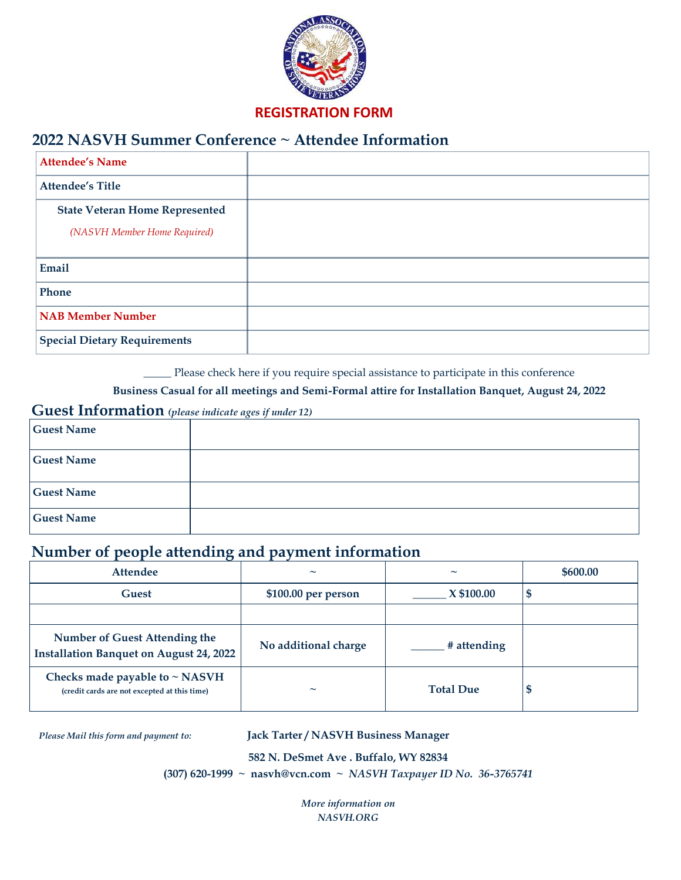**REGISTRATION FORM**

## 2022 NASVH Summer Conference ~ Attendee Information

| | |
|---|---|
| **Attendee's Name** | |
| **Attendee's Title** | |
| **State Veteran Home Represented** *(NASVH Member Home Required)* | |
| **Email** | |
| **Phone** | |
| **NAB Member Number** | |
| **Special Dietary Requirements** | |

_____ Please check here if you require special assistance to participate in this conference

**Business Casual for all meetings and Semi-Formal attire for Installation Banquet, August 24, 2022**

## Guest Information *(please indicate ages if under 12)*

| | |
|---|---|
| **Guest Name** | |
| **Guest Name** | |
| **Guest Name** | |
| **Guest Name** | |

## Number of people attending and payment information

| | | | |
|---|---|---|---|
| **Attendee** | ~ | ~ | **$600.00** |
| **Guest** | **$100.00 per person** | **______ X $100.00** | **$** |
| | | | |
| **Number of Guest Attending the Installation Banquet on August 24, 2022** | **No additional charge** | **______ # attending** | |
| **Checks made payable to ~ NASVH** (credit cards are not excepted at this time) | ~ | **Total Due** | **$** |

*Please Mail this form and payment to:* **Jack Tarter / NASVH Business Manager**

**582 N. DeSmet Ave . Buffalo, WY 82834**

**(307) 620-1999 ~ nasvh@vcn.com ~** ***NASVH Taxpayer ID No. 36-3765741***

*More information on NASVH.ORG*